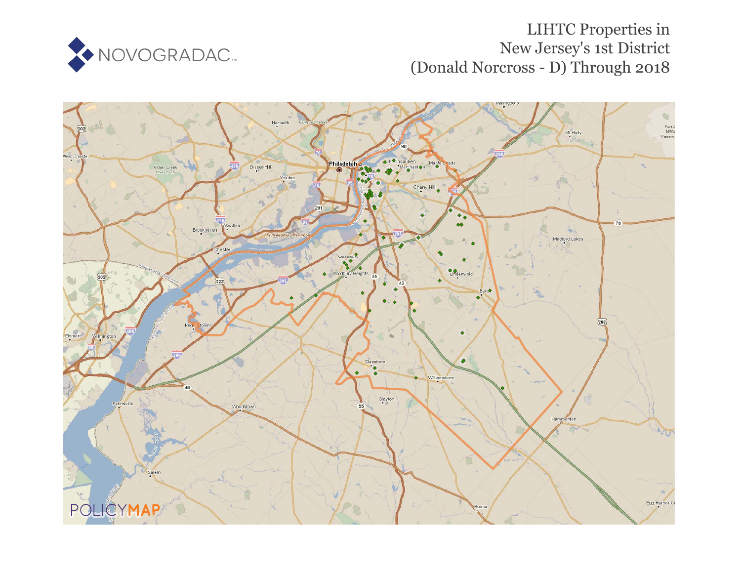NOVOGRADAC

# LIHTC Properties in New Jersey's 1st District (Donald Norcross - D) Through 2018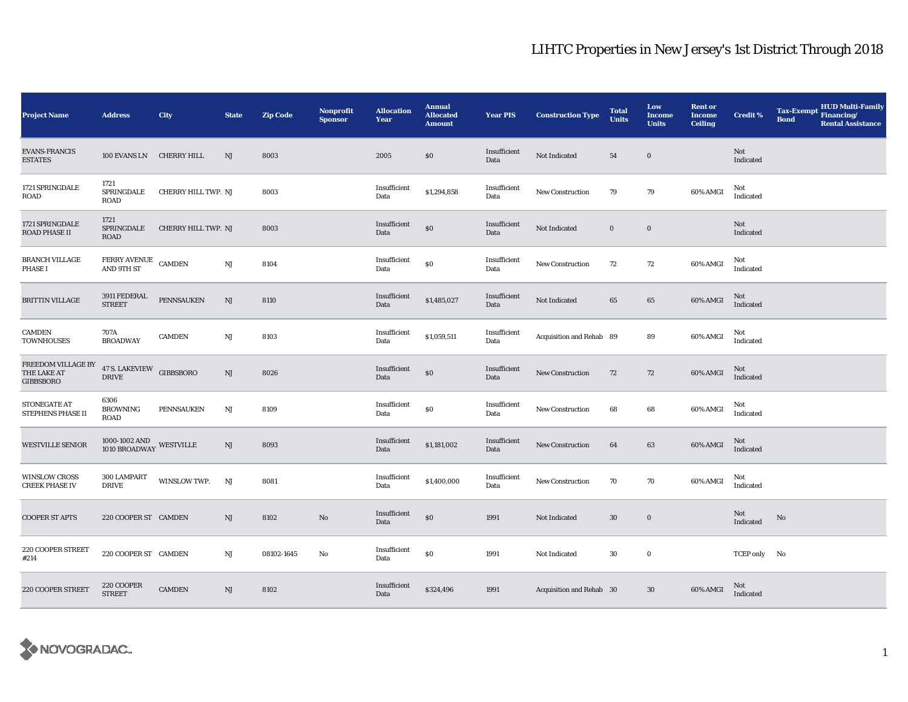# LIHTC Properties in New Jersey's 1st District Through 2018

| Project Name | Address | City | State | Zip Code | Nonprofit Sponsor | Allocation Year | Annual Allocated Amount | Year PIS | Construction Type | Total Units | Low Income Units | Rent or Income Ceiling | Credit % | Tax-Exempt Bond | HUD Multi-Family Financing/ Rental Assistance |
|---|---|---|---|---|---|---|---|---|---|---|---|---|---|---|---|
| EVANS-FRANCIS ESTATES | 100 EVANS LN | CHERRY HILL | NJ | 8003 | | 2005 | $0 | Insufficient Data | Not Indicated | 54 | 0 | | Not Indicated | | |
| 1721 SPRINGDALE ROAD | 1721 SPRINGDALE ROAD | CHERRY HILL TWP. | NJ | 8003 | | Insufficient Data | $1,294,858 | Insufficient Data | New Construction | 79 | 79 | 60% AMGI | Not Indicated | | |
| 1721 SPRINGDALE ROAD PHASE II | 1721 SPRINGDALE ROAD | CHERRY HILL TWP. | NJ | 8003 | | Insufficient Data | $0 | Insufficient Data | Not Indicated | 0 | 0 | | Not Indicated | | |
| BRANCH VILLAGE PHASE I | FERRY AVENUE AND 9TH ST | CAMDEN | NJ | 8104 | | Insufficient Data | $0 | Insufficient Data | New Construction | 72 | 72 | 60% AMGI | Not Indicated | | |
| BRITTIN VILLAGE | 3911 FEDERAL STREET | PENNSAUKEN | NJ | 8110 | | Insufficient Data | $1,485,027 | Insufficient Data | Not Indicated | 65 | 65 | 60% AMGI | Not Indicated | | |
| CAMDEN TOWNHOUSES | 707A BROADWAY | CAMDEN | NJ | 8103 | | Insufficient Data | $1,059,511 | Insufficient Data | Acquisition and Rehab | 89 | 89 | 60% AMGI | Not Indicated | | |
| FREEDOM VILLAGE BY THE LAKE AT GIBBSBORO | 47 S. LAKEVIEW DRIVE | GIBBSBORO | NJ | 8026 | | Insufficient Data | $0 | Insufficient Data | New Construction | 72 | 72 | 60% AMGI | Not Indicated | | |
| STONEGATE AT STEPHENS PHASE II | 6306 BROWNING ROAD | PENNSAUKEN | NJ | 8109 | | Insufficient Data | $0 | Insufficient Data | New Construction | 68 | 68 | 60% AMGI | Not Indicated | | |
| WESTVILLE SENIOR | 1000-1002 AND 1010 BROADWAY | WESTVILLE | NJ | 8093 | | Insufficient Data | $1,181,002 | Insufficient Data | New Construction | 64 | 63 | 60% AMGI | Not Indicated | | |
| WINSLOW CROSS CREEK PHASE IV | 300 LAMPART DRIVE | WINSLOW TWP. | NJ | 8081 | | Insufficient Data | $1,400,000 | Insufficient Data | New Construction | 70 | 70 | 60% AMGI | Not Indicated | | |
| COOPER ST APTS | 220 COOPER ST | CAMDEN | NJ | 8102 | No | Insufficient Data | $0 | 1991 | Not Indicated | 30 | 0 | | Not Indicated | No | |
| 220 COOPER STREET #214 | 220 COOPER ST | CAMDEN | NJ | 08102-1645 | No | Insufficient Data | $0 | 1991 | Not Indicated | 30 | 0 | | TCEP only | No | |
| 220 COOPER STREET | 220 COOPER STREET | CAMDEN | NJ | 8102 | | Insufficient Data | $324,496 | 1991 | Acquisition and Rehab | 30 | 30 | 60% AMGI | Not Indicated | | |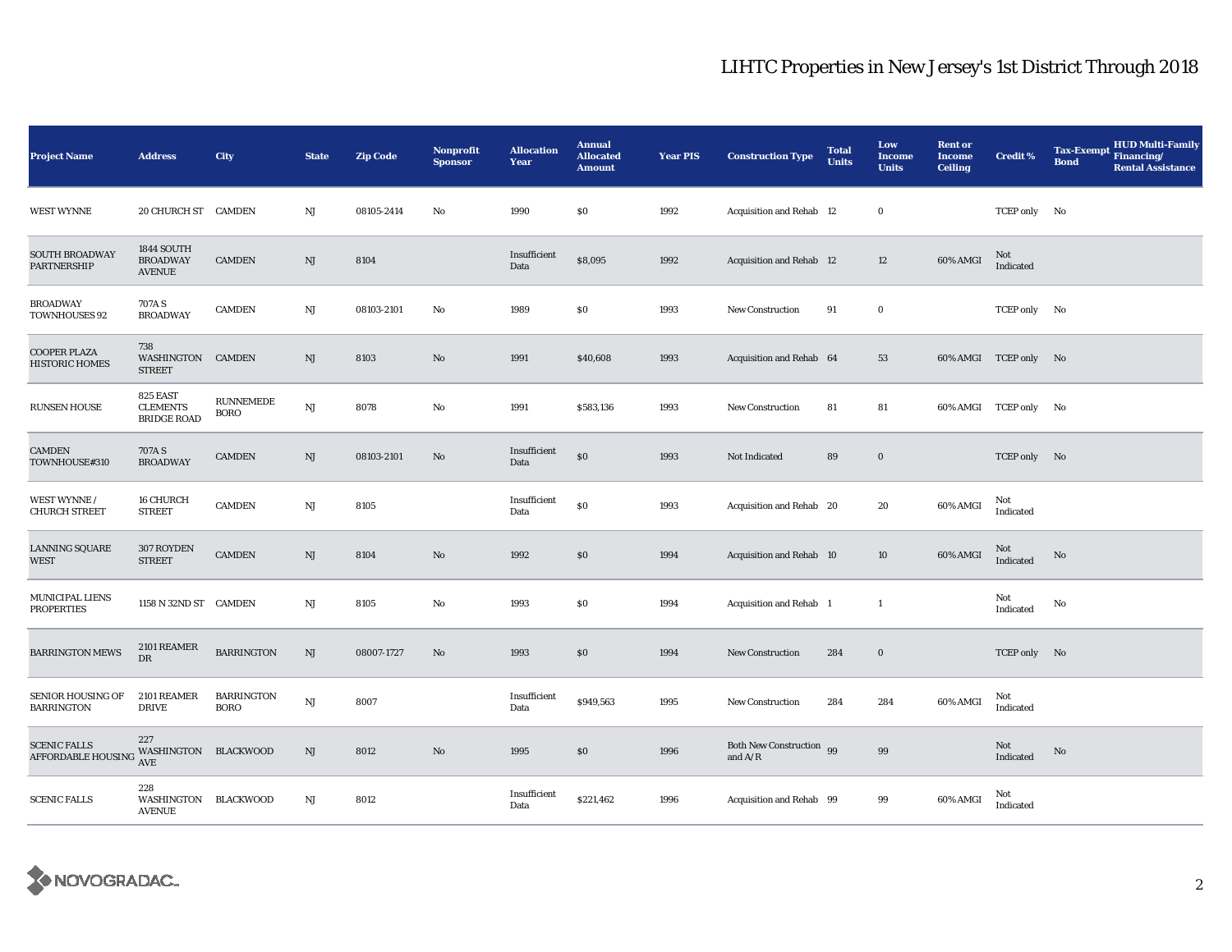# LIHTC Properties in New Jersey's 1st District Through 2018

| Project Name | Address | City | State | Zip Code | Nonprofit Sponsor | Allocation Year | Annual Allocated Amount | Year PIS | Construction Type | Total Units | Low Income Units | Rent or Income Ceiling | Credit % | Tax-Exempt Bond | HUD Multi-Family Financing/ Rental Assistance |
|---|---|---|---|---|---|---|---|---|---|---|---|---|---|---|---|
| WEST WYNNE | 20 CHURCH ST | CAMDEN | NJ | 08105-2414 | No | 1990 | $0 | 1992 | Acquisition and Rehab | 12 | 0 | | TCEP only | No | |
| SOUTH BROADWAY PARTNERSHIP | 1844 SOUTH BROADWAY AVENUE | CAMDEN | NJ | 8104 | | Insufficient Data | $8,095 | 1992 | Acquisition and Rehab | 12 | 12 | 60% AMGI | Not Indicated | | |
| BROADWAY TOWNHOUSES 92 | 707A S BROADWAY | CAMDEN | NJ | 08103-2101 | No | 1989 | $0 | 1993 | New Construction | 91 | 0 | | TCEP only | No | |
| COOPER PLAZA HISTORIC HOMES | 738 WASHINGTON STREET | CAMDEN | NJ | 8103 | No | 1991 | $40,608 | 1993 | Acquisition and Rehab | 64 | 53 | 60% AMGI | TCEP only | No | |
| RUNSEN HOUSE | 825 EAST CLEMENTS BRIDGE ROAD | RUNNEMEDE BORO | NJ | 8078 | No | 1991 | $583,136 | 1993 | New Construction | 81 | 81 | 60% AMGI | TCEP only | No | |
| CAMDEN TOWNHOUSE#310 | 707A S BROADWAY | CAMDEN | NJ | 08103-2101 | No | Insufficient Data | $0 | 1993 | Not Indicated | 89 | 0 | | TCEP only | No | |
| WEST WYNNE / CHURCH STREET | 16 CHURCH STREET | CAMDEN | NJ | 8105 | | Insufficient Data | $0 | 1993 | Acquisition and Rehab | 20 | 20 | 60% AMGI | Not Indicated | | |
| LANNING SQUARE WEST | 307 ROYDEN STREET | CAMDEN | NJ | 8104 | No | 1992 | $0 | 1994 | Acquisition and Rehab | 10 | 10 | 60% AMGI | Not Indicated | No | |
| MUNICIPAL LIENS PROPERTIES | 1158 N 32ND ST | CAMDEN | NJ | 8105 | No | 1993 | $0 | 1994 | Acquisition and Rehab | 1 | 1 | | Not Indicated | No | |
| BARRINGTON MEWS | 2101 REAMER DR | BARRINGTON | NJ | 08007-1727 | No | 1993 | $0 | 1994 | New Construction | 284 | 0 | | TCEP only | No | |
| SENIOR HOUSING OF BARRINGTON | 2101 REAMER DRIVE | BARRINGTON BORO | NJ | 8007 | | Insufficient Data | $949,563 | 1995 | New Construction | 284 | 284 | 60% AMGI | Not Indicated | | |
| SCENIC FALLS AFFORDABLE HOUSING | 227 WASHINGTON AVE | BLACKWOOD | NJ | 8012 | No | 1995 | $0 | 1996 | Both New Construction and A/R | 99 | 99 | | Not Indicated | No | |
| SCENIC FALLS | 228 WASHINGTON AVENUE | BLACKWOOD | NJ | 8012 | | Insufficient Data | $221,462 | 1996 | Acquisition and Rehab | 99 | 99 | 60% AMGI | Not Indicated | | |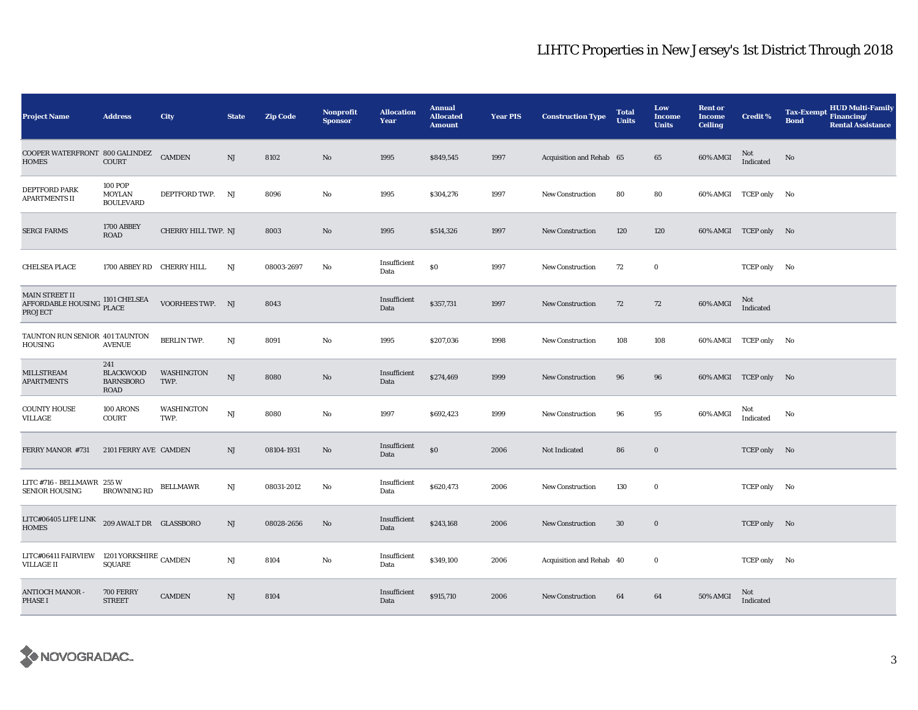# LIHTC Properties in New Jersey's 1st District Through 2018

| Project Name | Address | City | State | Zip Code | Nonprofit Sponsor | Allocation Year | Annual Allocated Amount | Year PIS | Construction Type | Total Units | Low Income Units | Rent or Income Ceiling | Credit % | Tax-Exempt Bond | HUD Multi-Family Financing/ Rental Assistance |
|---|---|---|---|---|---|---|---|---|---|---|---|---|---|---|---|
| COOPER WATERFRONT HOMES | 800 GALINDEZ COURT | CAMDEN | NJ | 8102 | No | 1995 | $849,545 | 1997 | Acquisition and Rehab | 65 | 65 | 60% AMGI | Not Indicated | No | |
| DEPTFORD PARK APARTMENTS II | 100 POP MOYLAN BOULEVARD | DEPTFORD TWP. | NJ | 8096 | No | 1995 | $304,276 | 1997 | New Construction | 80 | 80 | 60% AMGI | TCEP only | No | |
| SERGI FARMS | 1700 ABBEY ROAD | CHERRY HILL TWP. | NJ | 8003 | No | 1995 | $514,326 | 1997 | New Construction | 120 | 120 | 60% AMGI | TCEP only | No | |
| CHELSEA PLACE | 1700 ABBEY RD | CHERRY HILL | NJ | 08003-2697 | No | Insufficient Data | $0 | 1997 | New Construction | 72 | 0 | | TCEP only | No | |
| MAIN STREET II AFFORDABLE HOUSING PROJECT | 1101 CHELSEA PLACE | VOORHEES TWP. | NJ | 8043 | | Insufficient Data | $357,731 | 1997 | New Construction | 72 | 72 | 60% AMGI | Not Indicated | | |
| TAUNTON RUN SENIOR HOUSING | 401 TAUNTON AVENUE | BERLIN TWP. | NJ | 8091 | No | 1995 | $207,036 | 1998 | New Construction | 108 | 108 | 60% AMGI | TCEP only | No | |
| MILLSTREAM APARTMENTS | 241 BLACKWOOD BARNSBORO ROAD | WASHINGTON TWP. | NJ | 8080 | No | Insufficient Data | $274,469 | 1999 | New Construction | 96 | 96 | 60% AMGI | TCEP only | No | |
| COUNTY HOUSE VILLAGE | 100 ARONS COURT | WASHINGTON TWP. | NJ | 8080 | No | 1997 | $692,423 | 1999 | New Construction | 96 | 95 | 60% AMGI | Not Indicated | No | |
| FERRY MANOR #731 | 2101 FERRY AVE | CAMDEN | NJ | 08104-1931 | No | Insufficient Data | $0 | 2006 | Not Indicated | 86 | 0 | | TCEP only | No | |
| LITC #716 - BELLMAWR SENIOR HOUSING | 255 W BROWNING RD | BELLMAWR | NJ | 08031-2012 | No | Insufficient Data | $620,473 | 2006 | New Construction | 130 | 0 | | TCEP only | No | |
| LITC#06405 LIFE LINK HOMES | 209 AWALT DR | GLASSBORO | NJ | 08028-2656 | No | Insufficient Data | $243,168 | 2006 | New Construction | 30 | 0 | | TCEP only | No | |
| LITC#06411 FAIRVIEW VILLAGE II | 1201 YORKSHIRE SQUARE | CAMDEN | NJ | 8104 | No | Insufficient Data | $349,100 | 2006 | Acquisition and Rehab | 40 | 0 | | TCEP only | No | |
| ANTIOCH MANOR - PHASE I | 700 FERRY STREET | CAMDEN | NJ | 8104 | | Insufficient Data | $915,710 | 2006 | New Construction | 64 | 64 | 50% AMGI | Not Indicated | | |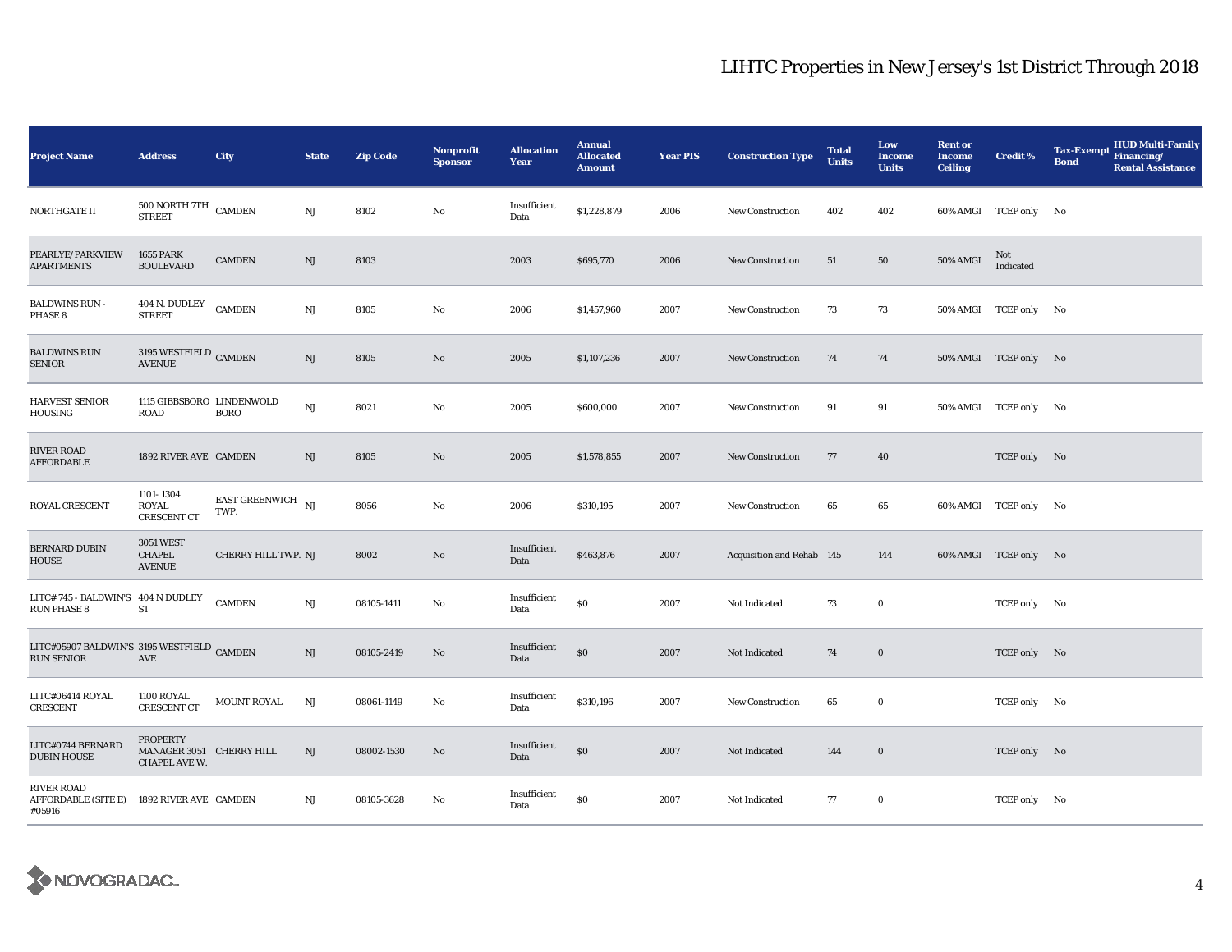# LIHTC Properties in New Jersey's 1st District Through 2018

| Project Name | Address | City | State | Zip Code | Nonprofit Sponsor | Allocation Year | Annual Allocated Amount | Year PIS | Construction Type | Total Units | Low Income Units | Rent or Income Ceiling | Credit % | Tax-Exempt Bond | HUD Multi-Family Financing/ Rental Assistance |
|---|---|---|---|---|---|---|---|---|---|---|---|---|---|---|---|
| NORTHGATE II | 500 NORTH 7TH STREET | CAMDEN | NJ | 8102 | No | Insufficient Data | $1,228,879 | 2006 | New Construction | 402 | 402 | 60% AMGI | TCEP only | No | |
| PEARLYE/PARKVIEW APARTMENTS | 1655 PARK BOULEVARD | CAMDEN | NJ | 8103 | | 2003 | $695,770 | 2006 | New Construction | 51 | 50 | 50% AMGI | Not Indicated | | |
| BALDWINS RUN - PHASE 8 | 404 N. DUDLEY STREET | CAMDEN | NJ | 8105 | No | 2006 | $1,457,960 | 2007 | New Construction | 73 | 73 | 50% AMGI | TCEP only | No | |
| BALDWINS RUN SENIOR | 3195 WESTFIELD AVENUE | CAMDEN | NJ | 8105 | No | 2005 | $1,107,236 | 2007 | New Construction | 74 | 74 | 50% AMGI | TCEP only | No | |
| HARVEST SENIOR HOUSING | 1115 GIBBSBORO ROAD | LINDENWOLD BORO | NJ | 8021 | No | 2005 | $600,000 | 2007 | New Construction | 91 | 91 | 50% AMGI | TCEP only | No | |
| RIVER ROAD AFFORDABLE | 1892 RIVER AVE | CAMDEN | NJ | 8105 | No | 2005 | $1,578,855 | 2007 | New Construction | 77 | 40 | | TCEP only | No | |
| ROYAL CRESCENT | 1101- 1304 ROYAL CRESCENT CT | EAST GREENWICH TWP. | NJ | 8056 | No | 2006 | $310,195 | 2007 | New Construction | 65 | 65 | 60% AMGI | TCEP only | No | |
| BERNARD DUBIN HOUSE | 3051 WEST CHAPEL AVENUE | CHERRY HILL TWP. | NJ | 8002 | No | Insufficient Data | $463,876 | 2007 | Acquisition and Rehab | 145 | 144 | 60% AMGI | TCEP only | No | |
| LITC# 745 - BALDWIN'S RUN PHASE 8 | 404 N DUDLEY ST | CAMDEN | NJ | 08105-1411 | No | Insufficient Data | $0 | 2007 | Not Indicated | 73 | 0 | | TCEP only | No | |
| LITC#05907 BALDWIN'S RUN SENIOR | 3195 WESTFIELD AVE | CAMDEN | NJ | 08105-2419 | No | Insufficient Data | $0 | 2007 | Not Indicated | 74 | 0 | | TCEP only | No | |
| LITC#06414 ROYAL CRESCENT | 1100 ROYAL CRESCENT CT | MOUNT ROYAL | NJ | 08061-1149 | No | Insufficient Data | $310,196 | 2007 | New Construction | 65 | 0 | | TCEP only | No | |
| LITC#0744 BERNARD DUBIN HOUSE | PROPERTY MANAGER 3051 CHAPEL AVE W. | CHERRY HILL | NJ | 08002-1530 | No | Insufficient Data | $0 | 2007 | Not Indicated | 144 | 0 | | TCEP only | No | |
| RIVER ROAD AFFORDABLE (SITE E) #05916 | 1892 RIVER AVE | CAMDEN | NJ | 08105-3628 | No | Insufficient Data | $0 | 2007 | Not Indicated | 77 | 0 | | TCEP only | No | |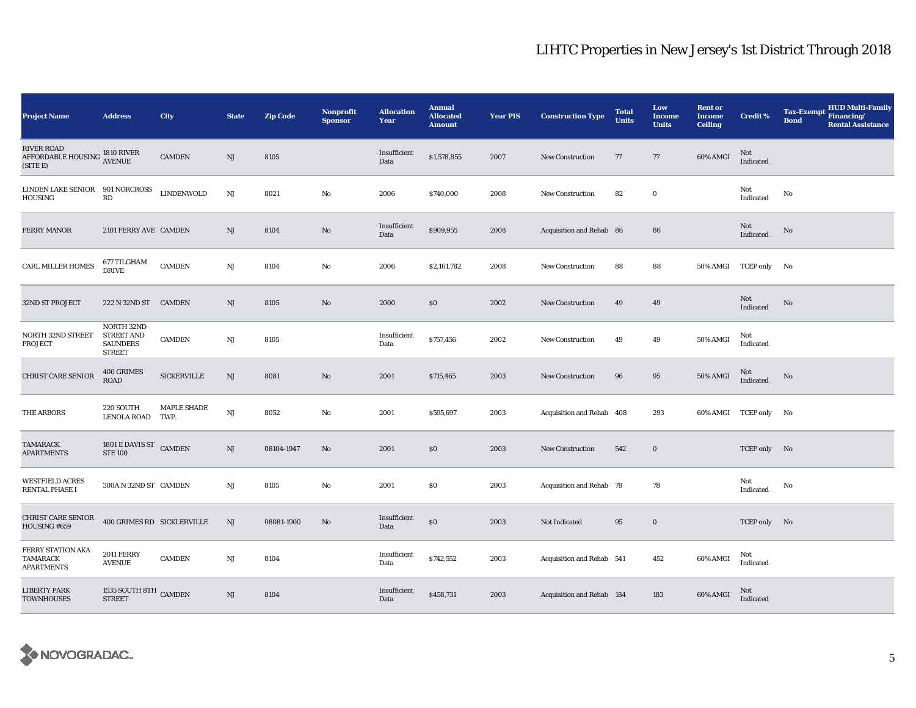## LIHTC Properties in New Jersey's 1st District Through 2018

| Project Name | Address | City | State | Zip Code | Nonprofit Sponsor | Allocation Year | Annual Allocated Amount | Year PIS | Construction Type | Total Units | Low Income Units | Rent or Income Ceiling | Credit % | Tax-Exempt Bond | HUD Multi-Family Financing/ Rental Assistance |
|---|---|---|---|---|---|---|---|---|---|---|---|---|---|---|---|
| RIVER ROAD AFFORDABLE HOUSING (SITE E) | 1810 RIVER AVENUE | CAMDEN | NJ | 8105 | | Insufficient Data | $1,578,855 | 2007 | New Construction | 77 | 77 | 60% AMGI | Not Indicated | | |
| LINDEN LAKE SENIOR HOUSING | 901 NORCROSS RD | LINDENWOLD | NJ | 8021 | No | 2006 | $740,000 | 2008 | New Construction | 82 | 0 | | Not Indicated | No | |
| FERRY MANOR | 2101 FERRY AVE | CAMDEN | NJ | 8104 | No | Insufficient Data | $909,955 | 2008 | Acquisition and Rehab | 86 | 86 | | Not Indicated | No | |
| CARL MILLER HOMES | 677 TILGHAM DRIVE | CAMDEN | NJ | 8104 | No | 2006 | $2,161,782 | 2008 | New Construction | 88 | 88 | 50% AMGI | TCEP only | No | |
| 32ND ST PROJECT | 222 N 32ND ST | CAMDEN | NJ | 8105 | No | 2000 | $0 | 2002 | New Construction | 49 | 49 | | Not Indicated | No | |
| NORTH 32ND STREET PROJECT | NORTH 32ND STREET AND SAUNDERS STREET | CAMDEN | NJ | 8105 | | Insufficient Data | $757,456 | 2002 | New Construction | 49 | 49 | 50% AMGI | Not Indicated | | |
| CHRIST CARE SENIOR | 400 GRIMES ROAD | SICKERVILLE | NJ | 8081 | No | 2001 | $715,465 | 2003 | New Construction | 96 | 95 | 50% AMGI | Not Indicated | No | |
| THE ARBORS | 220 SOUTH LENOLA ROAD | MAPLE SHADE TWP. | NJ | 8052 | No | 2001 | $595,697 | 2003 | Acquisition and Rehab | 408 | 293 | 60% AMGI | TCEP only | No | |
| TAMARACK APARTMENTS | 1801 E DAVIS ST STE 100 | CAMDEN | NJ | 08104-1947 | No | 2001 | $0 | 2003 | New Construction | 542 | 0 | | TCEP only | No | |
| WESTFIELD ACRES RENTAL PHASE I | 300A N 32ND ST | CAMDEN | NJ | 8105 | No | 2001 | $0 | 2003 | Acquisition and Rehab | 78 | 78 | | Not Indicated | No | |
| CHRIST CARE SENIOR HOUSING #659 | 400 GRIMES RD | SICKLERVILLE | NJ | 08081-1900 | No | Insufficient Data | $0 | 2003 | Not Indicated | 95 | 0 | | TCEP only | No | |
| FERRY STATION AKA TAMARACK APARTMENTS | 2011 FERRY AVENUE | CAMDEN | NJ | 8104 | | Insufficient Data | $742,552 | 2003 | Acquisition and Rehab | 541 | 452 | 60% AMGI | Not Indicated | | |
| LIBERTY PARK TOWNHOUSES | 1535 SOUTH 8TH STREET | CAMDEN | NJ | 8104 | | Insufficient Data | $458,731 | 2003 | Acquisition and Rehab | 184 | 183 | 60% AMGI | Not Indicated | | |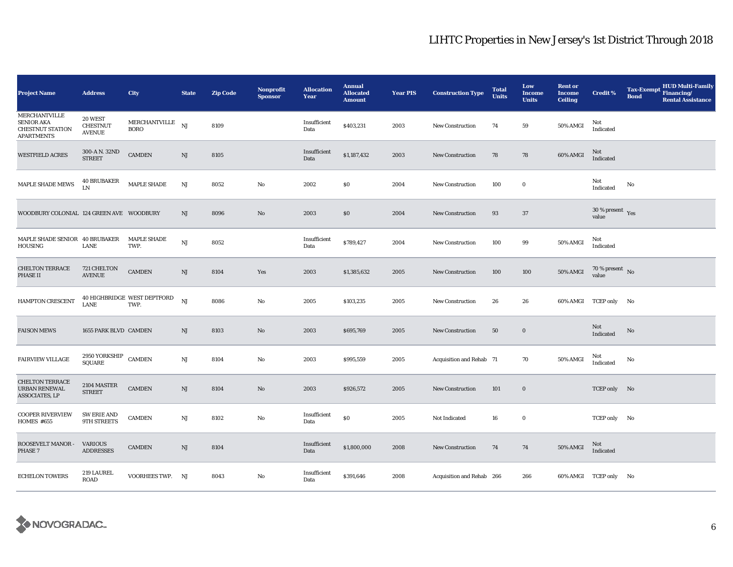# LIHTC Properties in New Jersey's 1st District Through 2018

| Project Name | Address | City | State | Zip Code | Nonprofit Sponsor | Allocation Year | Annual Allocated Amount | Year PIS | Construction Type | Total Units | Low Income Units | Rent or Income Ceiling | Credit % | Tax-Exempt Bond | HUD Multi-Family Financing/ Rental Assistance |
|---|---|---|---|---|---|---|---|---|---|---|---|---|---|---|---|
| MERCHANTVILLE SENIOR AKA CHESTNUT STATION APARTMENTS | 20 WEST CHESTNUT AVENUE | MERCHANTVILLE BORO | NJ | 8109 | | Insufficient Data | $403,231 | 2003 | New Construction | 74 | 59 | 50% AMGI | Not Indicated | | |
| WESTFIELD ACRES | 300-A N. 32ND STREET | CAMDEN | NJ | 8105 | | Insufficient Data | $1,187,432 | 2003 | New Construction | 78 | 78 | 60% AMGI | Not Indicated | | |
| MAPLE SHADE MEWS | 40 BRUBAKER LN | MAPLE SHADE | NJ | 8052 | No | 2002 | $0 | 2004 | New Construction | 100 | 0 | | Not Indicated | No | |
| WOODBURY COLONIAL | 124 GREEN AVE | WOODBURY | NJ | 8096 | No | 2003 | $0 | 2004 | New Construction | 93 | 37 | | 30 % present value | Yes | |
| MAPLE SHADE SENIOR HOUSING | 40 BRUBAKER LANE | MAPLE SHADE TWP. | NJ | 8052 | | Insufficient Data | $789,427 | 2004 | New Construction | 100 | 99 | 50% AMGI | Not Indicated | | |
| CHELTON TERRACE PHASE II | 721 CHELTON AVENUE | CAMDEN | NJ | 8104 | Yes | 2003 | $1,385,632 | 2005 | New Construction | 100 | 100 | 50% AMGI | 70 % present value | No | |
| HAMPTON CRESCENT | 40 HIGHBRIDGE LANE | WEST DEPTFORD TWP. | NJ | 8086 | No | 2005 | $103,235 | 2005 | New Construction | 26 | 26 | 60% AMGI | TCEP only | No | |
| FAISON MEWS | 1655 PARK BLVD | CAMDEN | NJ | 8103 | No | 2003 | $695,769 | 2005 | New Construction | 50 | 0 | | Not Indicated | No | |
| FAIRVIEW VILLAGE | 2950 YORKSHIP SQUARE | CAMDEN | NJ | 8104 | No | 2003 | $995,559 | 2005 | Acquisition and Rehab | 71 | 70 | 50% AMGI | Not Indicated | No | |
| CHELTON TERRACE URBAN RENEWAL ASSOCIATES, LP | 2104 MASTER STREET | CAMDEN | NJ | 8104 | No | 2003 | $926,572 | 2005 | New Construction | 101 | 0 | | TCEP only | No | |
| COOPER RIVERVIEW HOMES #655 | SW ERIE AND 9TH STREETS | CAMDEN | NJ | 8102 | No | Insufficient Data | $0 | 2005 | Not Indicated | 16 | 0 | | TCEP only | No | |
| ROOSEVELT MANOR - PHASE 7 | VARIOUS ADDRESSES | CAMDEN | NJ | 8104 | | Insufficient Data | $1,800,000 | 2008 | New Construction | 74 | 74 | 50% AMGI | Not Indicated | | |
| ECHELON TOWERS | 219 LAUREL ROAD | VOORHEES TWP. | NJ | 8043 | No | Insufficient Data | $391,646 | 2008 | Acquisition and Rehab | 266 | 266 | 60% AMGI | TCEP only | No | |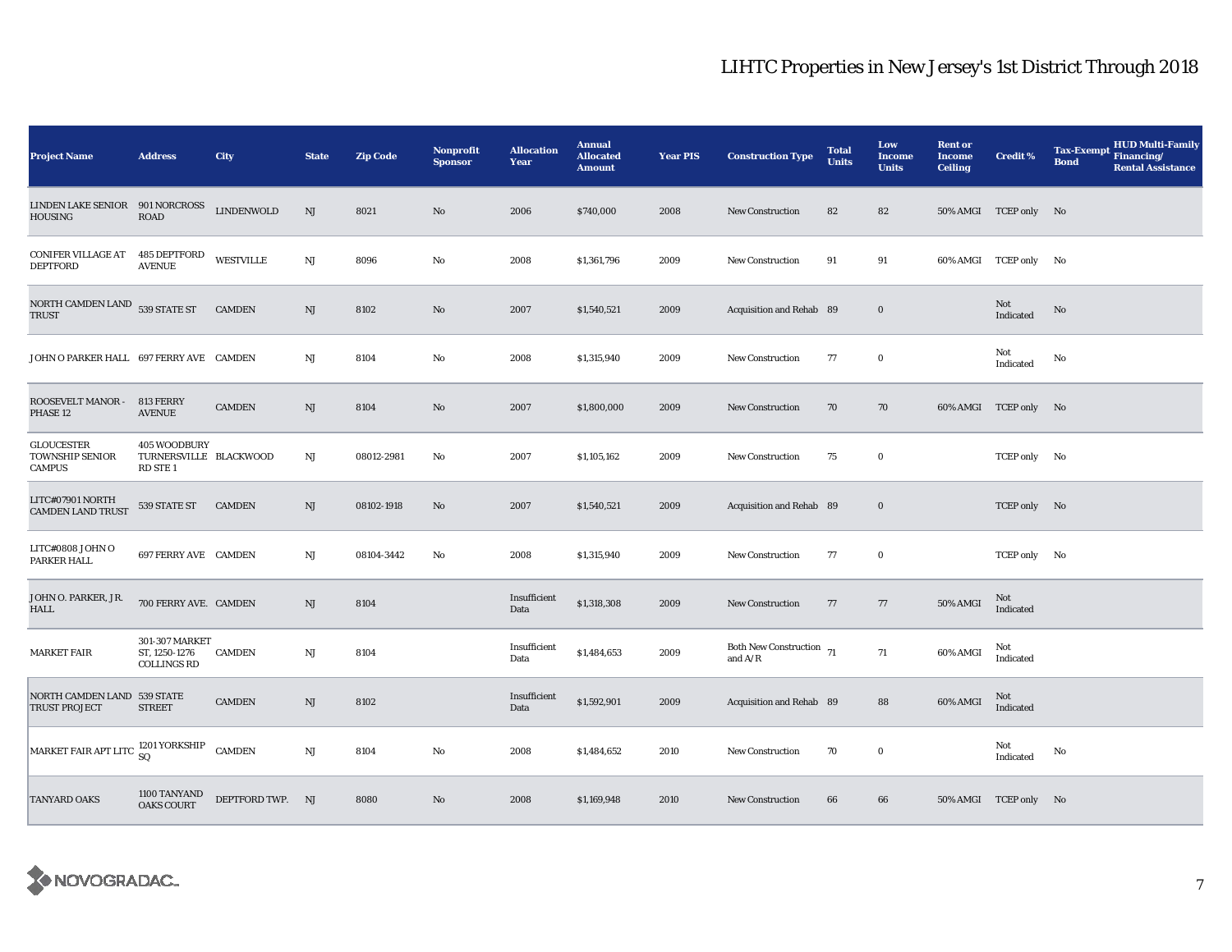# LIHTC Properties in New Jersey's 1st District Through 2018

| Project Name | Address | City | State | Zip Code | Nonprofit Sponsor | Allocation Year | Annual Allocated Amount | Year PIS | Construction Type | Total Units | Low Income Units | Rent or Income Ceiling | Credit % | Tax-Exempt Bond | HUD Multi-Family Financing/ Rental Assistance |
|---|---|---|---|---|---|---|---|---|---|---|---|---|---|---|---|
| LINDEN LAKE SENIOR HOUSING | 901 NORCROSS ROAD | LINDENWOLD | NJ | 8021 | No | 2006 | $740,000 | 2008 | New Construction | 82 | 82 | 50% AMGI | TCEP only | No | |
| CONIFER VILLAGE AT DEPTFORD | 485 DEPTFORD AVENUE | WESTVILLE | NJ | 8096 | No | 2008 | $1,361,796 | 2009 | New Construction | 91 | 91 | 60% AMGI | TCEP only | No | |
| NORTH CAMDEN LAND TRUST | 539 STATE ST | CAMDEN | NJ | 8102 | No | 2007 | $1,540,521 | 2009 | Acquisition and Rehab | 89 | 0 | | Not Indicated | No | |
| JOHN O PARKER HALL | 697 FERRY AVE | CAMDEN | NJ | 8104 | No | 2008 | $1,315,940 | 2009 | New Construction | 77 | 0 | | Not Indicated | No | |
| ROOSEVELT MANOR - PHASE 12 | 813 FERRY AVENUE | CAMDEN | NJ | 8104 | No | 2007 | $1,800,000 | 2009 | New Construction | 70 | 70 | 60% AMGI | TCEP only | No | |
| GLOUCESTER TOWNSHIP SENIOR CAMPUS | 405 WOODBURY TURNERSVILLE RD STE 1 | BLACKWOOD | NJ | 08012-2981 | No | 2007 | $1,105,162 | 2009 | New Construction | 75 | 0 | | TCEP only | No | |
| LITC#07901 NORTH CAMDEN LAND TRUST | 539 STATE ST | CAMDEN | NJ | 08102-1918 | No | 2007 | $1,540,521 | 2009 | Acquisition and Rehab | 89 | 0 | | TCEP only | No | |
| LITC#0808 JOHN O PARKER HALL | 697 FERRY AVE | CAMDEN | NJ | 08104-3442 | No | 2008 | $1,315,940 | 2009 | New Construction | 77 | 0 | | TCEP only | No | |
| JOHN O. PARKER, JR. HALL | 700 FERRY AVE. | CAMDEN | NJ | 8104 | | Insufficient Data | $1,318,308 | 2009 | New Construction | 77 | 77 | 50% AMGI | Not Indicated | | |
| MARKET FAIR | 301-307 MARKET ST, 1250-1276 COLLINGS RD | CAMDEN | NJ | 8104 | | Insufficient Data | $1,484,653 | 2009 | Both New Construction and A/R | 71 | 71 | 60% AMGI | Not Indicated | | |
| NORTH CAMDEN LAND TRUST PROJECT | 539 STATE STREET | CAMDEN | NJ | 8102 | | Insufficient Data | $1,592,901 | 2009 | Acquisition and Rehab | 89 | 88 | 60% AMGI | Not Indicated | | |
| MARKET FAIR APT LITC | 1201 YORKSHIP SQ | CAMDEN | NJ | 8104 | No | 2008 | $1,484,652 | 2010 | New Construction | 70 | 0 | | Not Indicated | No | |
| TANYARD OAKS | 1100 TANYAND OAKS COURT | DEPTFORD TWP. | NJ | 8080 | No | 2008 | $1,169,948 | 2010 | New Construction | 66 | 66 | 50% AMGI | TCEP only | No | |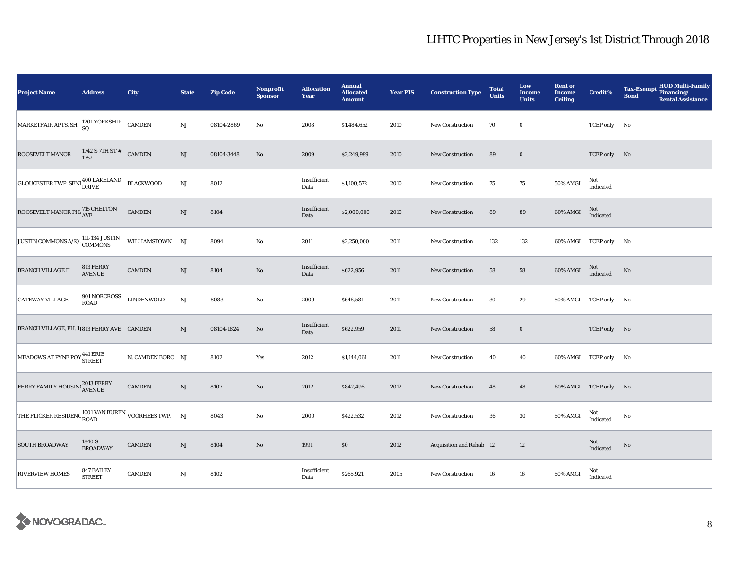# LIHTC Properties in New Jersey's 1st District Through 2018

| Project Name | Address | City | State | Zip Code | Nonprofit Sponsor | Allocation Year | Annual Allocated Amount | Year PIS | Construction Type | Total Units | Low Income Units | Rent or Income Ceiling | Credit % | Tax-Exempt Bond | HUD Multi-Family Financing/ Rental Assistance |
|---|---|---|---|---|---|---|---|---|---|---|---|---|---|---|---|
| MARKETFAIR APTS. SH | 1201 YORKSHIP SQ | CAMDEN | NJ | 08104-2869 | No | 2008 | $1,484,652 | 2010 | New Construction | 70 | 0 | | TCEP only | No | |
| ROOSEVELT MANOR | 1742 S 7TH ST # 1752 | CAMDEN | NJ | 08104-3448 | No | 2009 | $2,249,999 | 2010 | New Construction | 89 | 0 | | TCEP only | No | |
| GLOUCESTER TWP. SENI | 400 LAKELAND DRIVE | BLACKWOOD | NJ | 8012 | | Insufficient Data | $1,100,572 | 2010 | New Construction | 75 | 75 | 50% AMGI | Not Indicated | | |
| ROOSEVELT MANOR PH. | 715 CHELTON AVE | CAMDEN | NJ | 8104 | | Insufficient Data | $2,000,000 | 2010 | New Construction | 89 | 89 | 60% AMGI | Not Indicated | | |
| JUSTIN COMMONS A/K/. | 111-134 JUSTIN COMMONS | WILLIAMSTOWN | NJ | 8094 | No | 2011 | $2,250,000 | 2011 | New Construction | 132 | 132 | 60% AMGI | TCEP only | No | |
| BRANCH VILLAGE II | 813 FERRY AVENUE | CAMDEN | NJ | 8104 | No | Insufficient Data | $622,956 | 2011 | New Construction | 58 | 58 | 60% AMGI | Not Indicated | No | |
| GATEWAY VILLAGE | 901 NORCROSS ROAD | LINDENWOLD | NJ | 8083 | No | 2009 | $646,581 | 2011 | New Construction | 30 | 29 | 50% AMGI | TCEP only | No | |
| BRANCH VILLAGE, PH. I | 813 FERRY AVE | CAMDEN | NJ | 08104-1824 | No | Insufficient Data | $622,959 | 2011 | New Construction | 58 | 0 | | TCEP only | No | |
| MEADOWS AT PYNE POY | 441 ERIE STREET | N. CAMDEN BORO | NJ | 8102 | Yes | 2012 | $1,144,061 | 2011 | New Construction | 40 | 40 | 60% AMGI | TCEP only | No | |
| FERRY FAMILY HOUSIN | 2013 FERRY AVENUE | CAMDEN | NJ | 8107 | No | 2012 | $842,496 | 2012 | New Construction | 48 | 48 | 60% AMGI | TCEP only | No | |
| THE FLICKER RESIDENC | 1001 VAN BUREN ROAD | VOORHEES TWP. | NJ | 8043 | No | 2000 | $422,532 | 2012 | New Construction | 36 | 30 | 50% AMGI | Not Indicated | No | |
| SOUTH BROADWAY | 1840 S BROADWAY | CAMDEN | NJ | 8104 | No | 1991 | $0 | 2012 | Acquisition and Rehab | 12 | 12 | | Not Indicated | No | |
| RIVERVIEW HOMES | 847 BAILEY STREET | CAMDEN | NJ | 8102 | | Insufficient Data | $265,921 | 2005 | New Construction | 16 | 16 | 50% AMGI | Not Indicated | | |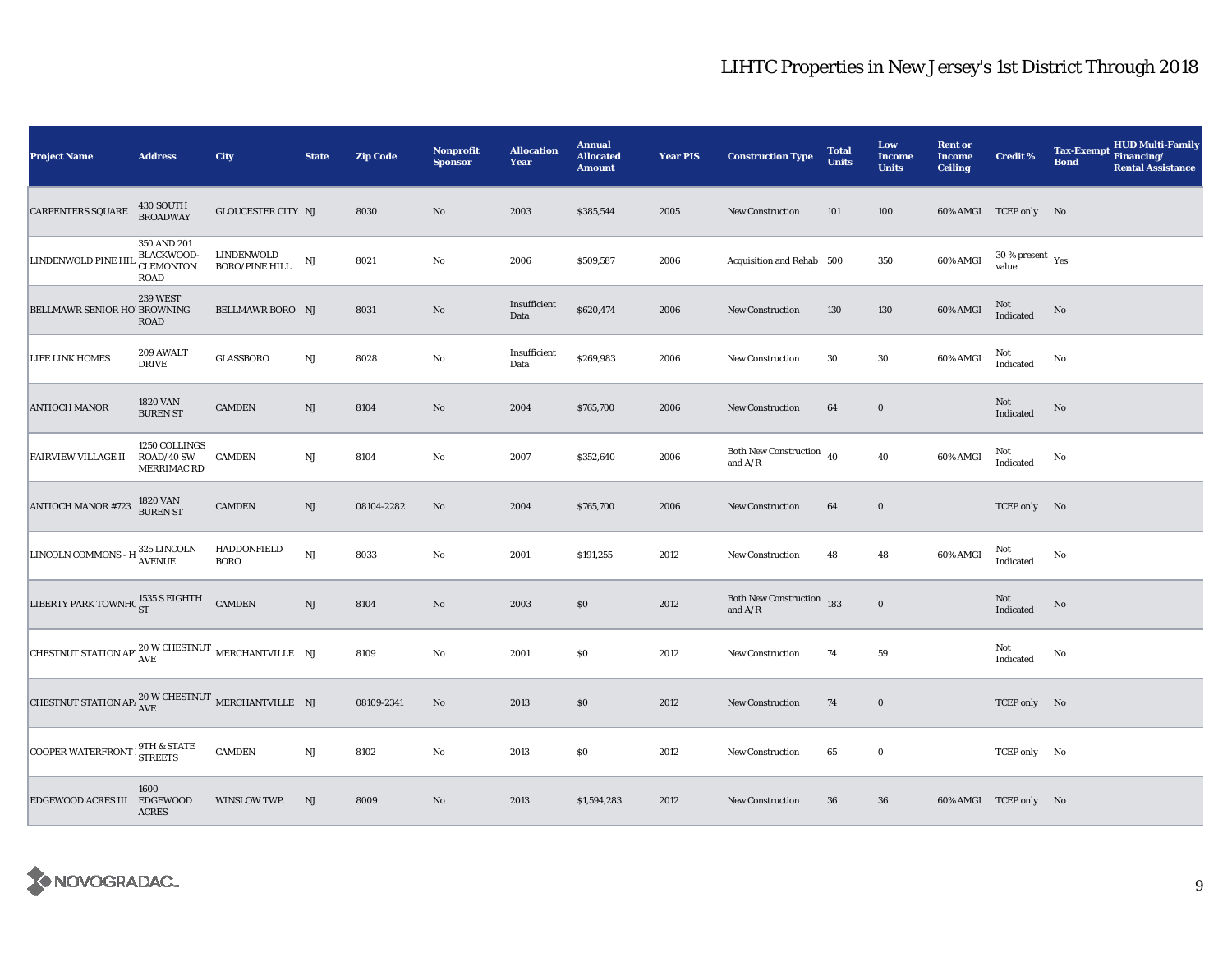# LIHTC Properties in New Jersey's 1st District Through 2018

| Project Name | Address | City | State | Zip Code | Nonprofit Sponsor | Allocation Year | Annual Allocated Amount | Year PIS | Construction Type | Total Units | Low Income Units | Rent or Income Ceiling | Credit % | Tax-Exempt Bond | HUD Multi-Family Financing/ Rental Assistance |
|---|---|---|---|---|---|---|---|---|---|---|---|---|---|---|---|
| CARPENTERS SQUARE | 430 SOUTH BROADWAY | GLOUCESTER CITY | NJ | 8030 | No | 2003 | $385,544 | 2005 | New Construction | 101 | 100 | 60% AMGI | TCEP only | No | |
| LINDENWOLD PINE HIL | 350 AND 201 BLACKWOOD-CLEMONTON ROAD | LINDENWOLD BORO/PINE HILL | NJ | 8021 | No | 2006 | $509,587 | 2006 | Acquisition and Rehab | 500 | 350 | 60% AMGI | 30 % present value | Yes | |
| BELLMAWR SENIOR HO | 239 WEST BROWNING ROAD | BELLMAWR BORO | NJ | 8031 | No | Insufficient Data | $620,474 | 2006 | New Construction | 130 | 130 | 60% AMGI | Not Indicated | No | |
| LIFE LINK HOMES | 209 AWALT DRIVE | GLASSBORO | NJ | 8028 | No | Insufficient Data | $269,983 | 2006 | New Construction | 30 | 30 | 60% AMGI | Not Indicated | No | |
| ANTIOCH MANOR | 1820 VAN BUREN ST | CAMDEN | NJ | 8104 | No | 2004 | $765,700 | 2006 | New Construction | 64 | 0 | | Not Indicated | No | |
| FAIRVIEW VILLAGE II | 1250 COLLINGS ROAD/40 SW MERRIMAC RD | CAMDEN | NJ | 8104 | No | 2007 | $352,640 | 2006 | Both New Construction and A/R | 40 | 40 | 60% AMGI | Not Indicated | No | |
| ANTIOCH MANOR #723 | 1820 VAN BUREN ST | CAMDEN | NJ | 08104-2282 | No | 2004 | $765,700 | 2006 | New Construction | 64 | 0 | | TCEP only | No | |
| LINCOLN COMMONS - H | 325 LINCOLN AVENUE | HADDONFIELD BORO | NJ | 8033 | No | 2001 | $191,255 | 2012 | New Construction | 48 | 48 | 60% AMGI | Not Indicated | No | |
| LIBERTY PARK TOWNHO | 1535 S EIGHTH ST | CAMDEN | NJ | 8104 | No | 2003 | $0 | 2012 | Both New Construction and A/R | 183 | 0 | | Not Indicated | No | |
| CHESTNUT STATION AP | 20 W CHESTNUT AVE | MERCHANTVILLE | NJ | 8109 | No | 2001 | $0 | 2012 | New Construction | 74 | 59 | | Not Indicated | No | |
| CHESTNUT STATION AP | 20 W CHESTNUT AVE | MERCHANTVILLE | NJ | 08109-2341 | No | 2013 | $0 | 2012 | New Construction | 74 | 0 | | TCEP only | No | |
| COOPER WATERFRONT | 9TH & STATE STREETS | CAMDEN | NJ | 8102 | No | 2013 | $0 | 2012 | New Construction | 65 | 0 | | TCEP only | No | |
| EDGEWOOD ACRES III | 1600 EDGEWOOD ACRES | WINSLOW TWP. | NJ | 8009 | No | 2013 | $1,594,283 | 2012 | New Construction | 36 | 36 | 60% AMGI | TCEP only | No | |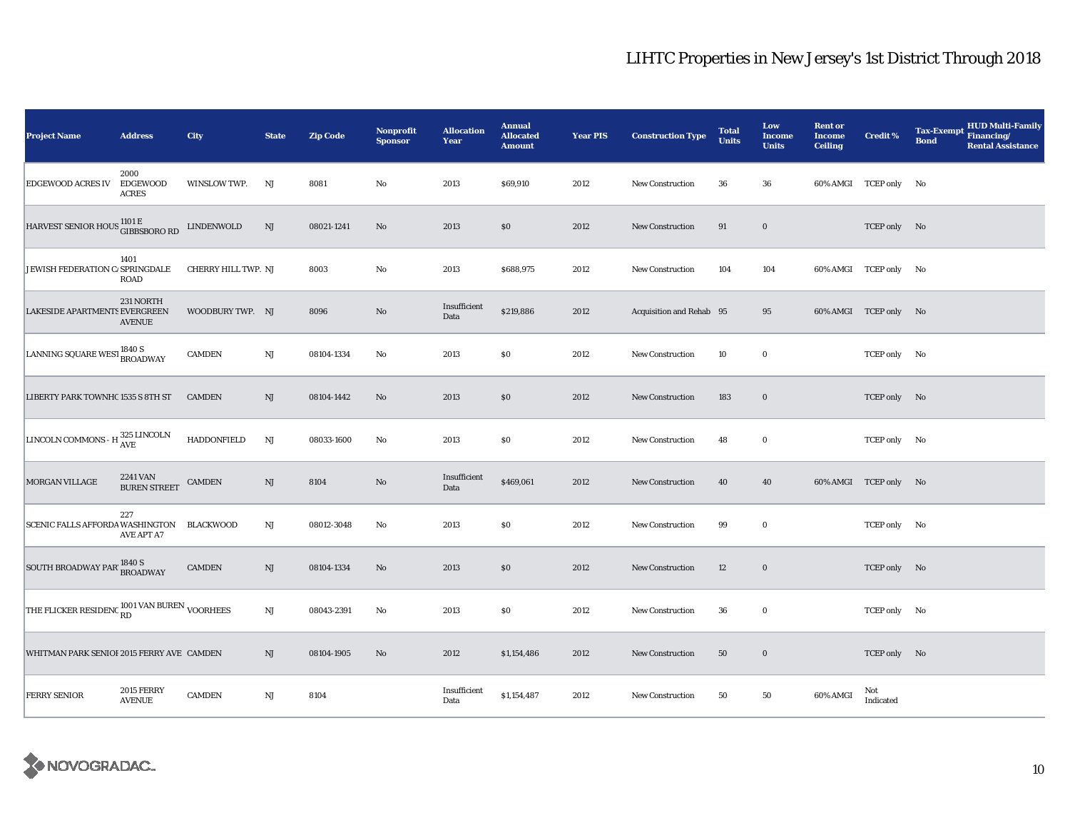# LIHTC Properties in New Jersey's 1st District Through 2018

| Project Name | Address | City | State | Zip Code | Nonprofit Sponsor | Allocation Year | Annual Allocated Amount | Year PIS | Construction Type | Total Units | Low Income Units | Rent or Income Ceiling | Credit % | Tax-Exempt Bond | HUD Multi-Family Financing/ Rental Assistance |
|---|---|---|---|---|---|---|---|---|---|---|---|---|---|---|---|
| EDGEWOOD ACRES IV | 2000 EDGEWOOD ACRES | WINSLOW TWP. | NJ | 8081 | No | 2013 | $69,910 | 2012 | New Construction | 36 | 36 | 60% AMGI | TCEP only | No | |
| HARVEST SENIOR HOUS | 1101 E GIBBSBORO RD | LINDENWOLD | NJ | 08021-1241 | No | 2013 | $0 | 2012 | New Construction | 91 | 0 | | TCEP only | No | |
| JEWISH FEDERATION CA | 1401 SPRINGDALE ROAD | CHERRY HILL TWP. | NJ | 8003 | No | 2013 | $688,975 | 2012 | New Construction | 104 | 104 | 60% AMGI | TCEP only | No | |
| LAKESIDE APARTMENTS | 231 NORTH EVERGREEN AVENUE | WOODBURY TWP. | NJ | 8096 | No | Insufficient Data | $219,886 | 2012 | Acquisition and Rehab | 95 | 95 | 60% AMGI | TCEP only | No | |
| LANNING SQUARE WEST | 1840 S BROADWAY | CAMDEN | NJ | 08104-1334 | No | 2013 | $0 | 2012 | New Construction | 10 | 0 | | TCEP only | No | |
| LIBERTY PARK TOWNHO | 1535 S 8TH ST | CAMDEN | NJ | 08104-1442 | No | 2013 | $0 | 2012 | New Construction | 183 | 0 | | TCEP only | No | |
| LINCOLN COMMONS - H | 325 LINCOLN AVE | HADDONFIELD | NJ | 08033-1600 | No | 2013 | $0 | 2012 | New Construction | 48 | 0 | | TCEP only | No | |
| MORGAN VILLAGE | 2241 VAN BUREN STREET | CAMDEN | NJ | 8104 | No | Insufficient Data | $469,061 | 2012 | New Construction | 40 | 40 | 60% AMGI | TCEP only | No | |
| SCENIC FALLS AFFORDA | 227 WASHINGTON AVE APT A7 | BLACKWOOD | NJ | 08012-3048 | No | 2013 | $0 | 2012 | New Construction | 99 | 0 | | TCEP only | No | |
| SOUTH BROADWAY PART | 1840 S BROADWAY | CAMDEN | NJ | 08104-1334 | No | 2013 | $0 | 2012 | New Construction | 12 | 0 | | TCEP only | No | |
| THE FLICKER RESIDENC | 1001 VAN BUREN RD | VOORHEES | NJ | 08043-2391 | No | 2013 | $0 | 2012 | New Construction | 36 | 0 | | TCEP only | No | |
| WHITMAN PARK SENIOR | 2015 FERRY AVE | CAMDEN | NJ | 08104-1905 | No | 2012 | $1,154,486 | 2012 | New Construction | 50 | 0 | | TCEP only | No | |
| FERRY SENIOR | 2015 FERRY AVENUE | CAMDEN | NJ | 8104 | | Insufficient Data | $1,154,487 | 2012 | New Construction | 50 | 50 | 60% AMGI | Not Indicated | | |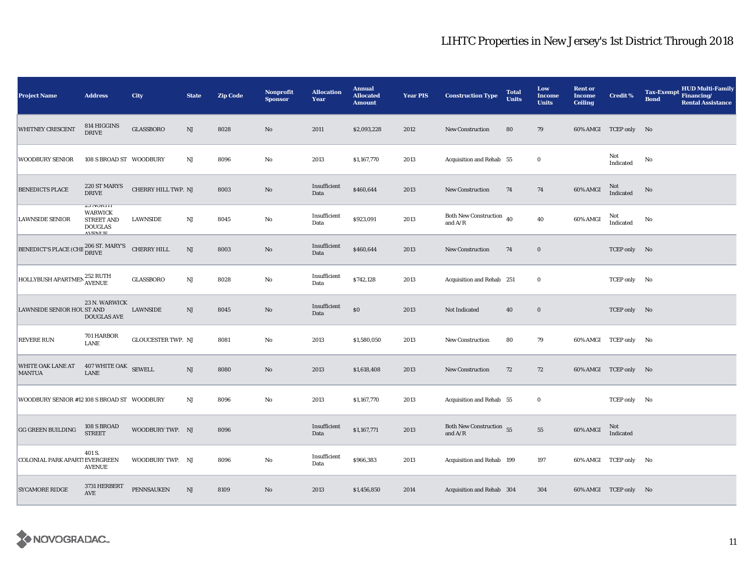# LIHTC Properties in New Jersey's 1st District Through 2018

| Project Name | Address | City | State | Zip Code | Nonprofit Sponsor | Allocation Year | Annual Allocated Amount | Year PIS | Construction Type | Total Units | Low Income Units | Rent or Income Ceiling | Credit % | Tax-Exempt Bond | HUD Multi-Family Financing/ Rental Assistance |
|---|---|---|---|---|---|---|---|---|---|---|---|---|---|---|---|
| WHITNEY CRESCENT | 814 HIGGINS DRIVE | GLASSBORO | NJ | 8028 | No | 2011 | $2,093,228 | 2012 | New Construction | 80 | 79 | 60% AMGI | TCEP only | No | |
| WOODBURY SENIOR | 108 S BROAD ST | WOODBURY | NJ | 8096 | No | 2013 | $1,167,770 | 2013 | Acquisition and Rehab | 55 | 0 | | Not Indicated | No | |
| BENEDICTS PLACE | 220 ST MARYS DRIVE | CHERRY HILL TWP. | NJ | 8003 | No | Insufficient Data | $460,644 | 2013 | New Construction | 74 | 74 | 60% AMGI | Not Indicated | No | |
| LAWNSIDE SENIOR | 23 NORTH WARWICK STREET AND DOUGLAS AVENUE | LAWNSIDE | NJ | 8045 | No | Insufficient Data | $923,091 | 2013 | Both New Construction and A/R | 40 | 40 | 60% AMGI | Not Indicated | No | |
| BENEDICT'S PLACE (CHE | 206 ST. MARY'S DRIVE | CHERRY HILL | NJ | 8003 | No | Insufficient Data | $460,644 | 2013 | New Construction | 74 | 0 | | TCEP only | No | |
| HOLLYBUSH APARTMEN | 252 RUTH AVENUE | GLASSBORO | NJ | 8028 | No | Insufficient Data | $742,128 | 2013 | Acquisition and Rehab | 251 | 0 | | TCEP only | No | |
| LAWNSIDE SENIOR HOU | 23 N. WARWICK ST AND DOUGLAS AVE | LAWNSIDE | NJ | 8045 | No | Insufficient Data | $0 | 2013 | Not Indicated | 40 | 0 | | TCEP only | No | |
| REVERE RUN | 701 HARBOR LANE | GLOUCESTER TWP. | NJ | 8081 | No | 2013 | $1,580,050 | 2013 | New Construction | 80 | 79 | 60% AMGI | TCEP only | No | |
| WHITE OAK LANE AT MANTUA | 407 WHITE OAK LANE | SEWELL | NJ | 8080 | No | 2013 | $1,618,408 | 2013 | New Construction | 72 | 72 | 60% AMGI | TCEP only | No | |
| WOODBURY SENIOR #12 | 108 S BROAD ST | WOODBURY | NJ | 8096 | No | 2013 | $1,167,770 | 2013 | Acquisition and Rehab | 55 | 0 | | TCEP only | No | |
| GG GREEN BUILDING | 108 S BROAD STREET | WOODBURY TWP. | NJ | 8096 | | Insufficient Data | $1,167,771 | 2013 | Both New Construction and A/R | 55 | 55 | 60% AMGI | Not Indicated | | |
| COLONIAL PARK APARTI | 401 S. EVERGREEN AVENUE | WOODBURY TWP. | NJ | 8096 | No | Insufficient Data | $966,383 | 2013 | Acquisition and Rehab | 199 | 197 | 60% AMGI | TCEP only | No | |
| SYCAMORE RIDGE | 3731 HERBERT AVE | PENNSAUKEN | NJ | 8109 | No | 2013 | $1,456,850 | 2014 | Acquisition and Rehab | 304 | 304 | 60% AMGI | TCEP only | No | |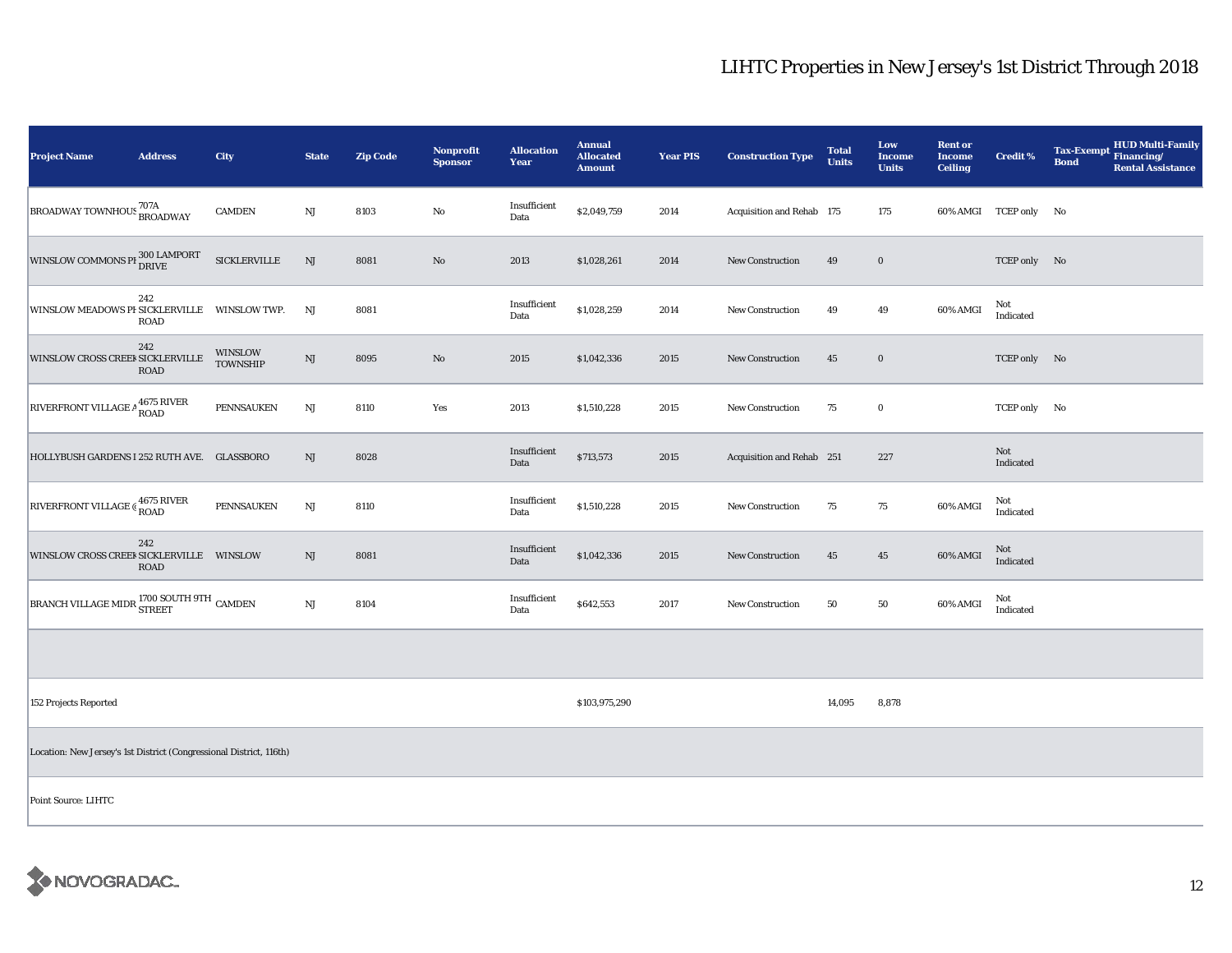# LIHTC Properties in New Jersey's 1st District Through 2018

| Project Name | Address | City | State | Zip Code | Nonprofit Sponsor | Allocation Year | Annual Allocated Amount | Year PIS | Construction Type | Total Units | Low Income Units | Rent or Income Ceiling | Credit % | Tax-Exempt Bond | HUD Multi-Family Financing/ Rental Assistance |
|---|---|---|---|---|---|---|---|---|---|---|---|---|---|---|---|
| BROADWAY TOWNHOUS | 707A BROADWAY | CAMDEN | NJ | 8103 | No | Insufficient Data | $2,049,759 | 2014 | Acquisition and Rehab | 175 | 175 | 60% AMGI | TCEP only | No | |
| WINSLOW COMMONS PI | 300 LAMPORT DRIVE | SICKLERVILLE | NJ | 8081 | No | 2013 | $1,028,261 | 2014 | New Construction | 49 | 0 | | TCEP only | No | |
| WINSLOW MEADOWS PI | 242 SICKLERVILLE ROAD | WINSLOW TWP. | NJ | 8081 | | Insufficient Data | $1,028,259 | 2014 | New Construction | 49 | 49 | 60% AMGI | Not Indicated | | |
| WINSLOW CROSS CREEK | 242 SICKLERVILLE ROAD | WINSLOW TOWNSHIP | NJ | 8095 | No | 2015 | $1,042,336 | 2015 | New Construction | 45 | 0 | | TCEP only | No | |
| RIVERFRONT VILLAGE A | 4675 RIVER ROAD | PENNSAUKEN | NJ | 8110 | Yes | 2013 | $1,510,228 | 2015 | New Construction | 75 | 0 | | TCEP only | No | |
| HOLLYBUSH GARDENS I | 252 RUTH AVE. | GLASSBORO | NJ | 8028 | | Insufficient Data | $713,573 | 2015 | Acquisition and Rehab | 251 | 227 | | Not Indicated | | |
| RIVERFRONT VILLAGE @ | 4675 RIVER ROAD | PENNSAUKEN | NJ | 8110 | | Insufficient Data | $1,510,228 | 2015 | New Construction | 75 | 75 | 60% AMGI | Not Indicated | | |
| WINSLOW CROSS CREEK | 242 SICKLERVILLE ROAD | WINSLOW | NJ | 8081 | | Insufficient Data | $1,042,336 | 2015 | New Construction | 45 | 45 | 60% AMGI | Not Indicated | | |
| BRANCH VILLAGE MIDR | 1700 SOUTH 9TH STREET | CAMDEN | NJ | 8104 | | Insufficient Data | $642,553 | 2017 | New Construction | 50 | 50 | 60% AMGI | Not Indicated | | |
| | | | | | | | | | | | | | | | |
| 152 Projects Reported | | | | | | | $103,975,290 | | | 14,095 | 8,878 | | | | |

Location: New Jersey's 1st District (Congressional District, 116th)

Point Source: LIHTC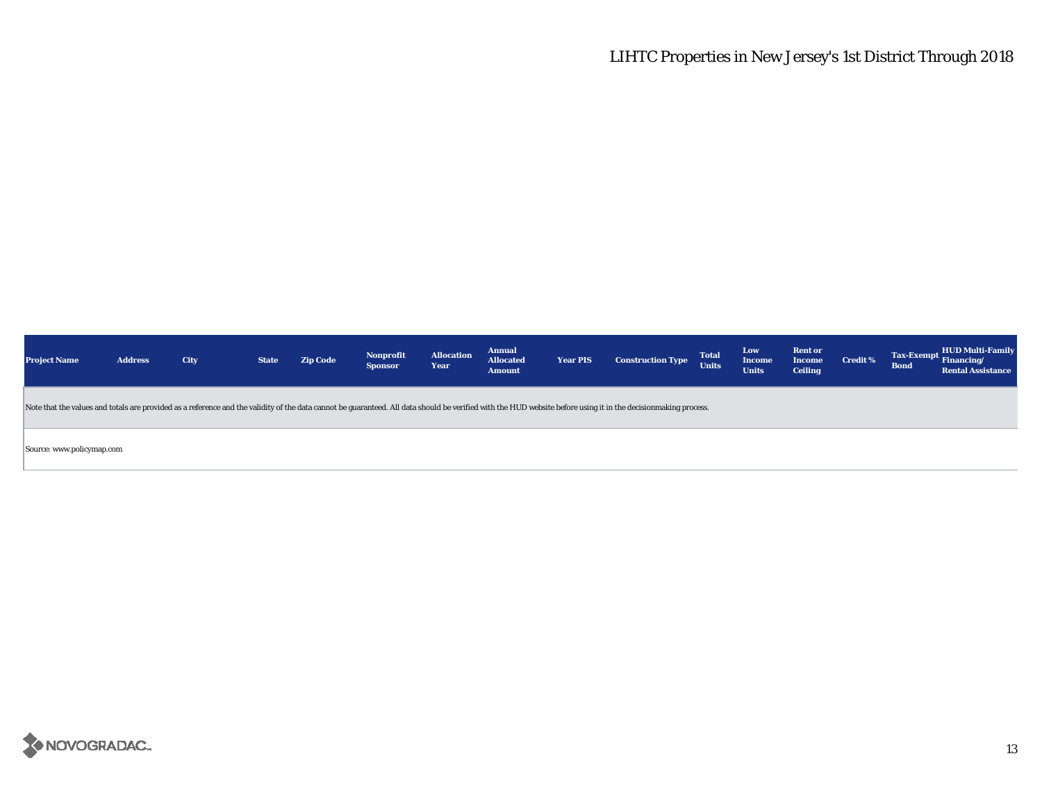# LIHTC Properties in New Jersey's 1st District Through 2018

| Project Name | Address | City | State | Zip Code | Nonprofit Sponsor | Allocation Year | Annual Allocated Amount | Year PIS | Construction Type | Total Units | Low Income Units | Rent or Income Ceiling | Credit % | Tax-Exempt Bond | HUD Multi-Family Financing/ Rental Assistance |
|---|---|---|---|---|---|---|---|---|---|---|---|---|---|---|---|

Note that the values and totals are provided as a reference and the validity of the data cannot be guaranteed. All data should be verified with the HUD website before using it in the decisionmaking process.

Source: www.policymap.com